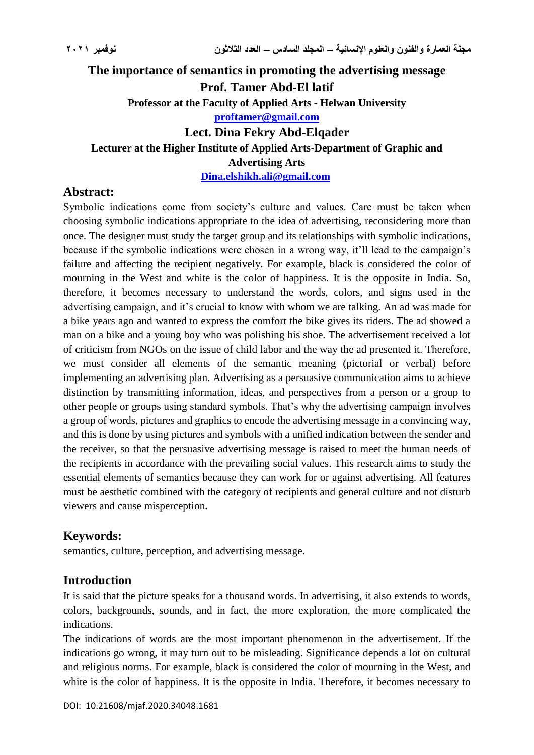# The importance of semantics in promoting the advertising message

**Prof. Tamer Abd-El latif**

**Professor at the Faculty of Applied Arts - Helwan University**

**proftamer@gmail.com**

**Lect. Dina Fekry Abd-Elqader**

**Lecturer at the Higher Institute of Applied Arts-Department of Graphic and Advertising Arts**

**Dina.elshikh.ali@gmail.com**

## Abstract:

Symbolic indications come from society's culture and values. Care must be taken when choosing symbolic indications appropriate to the idea of advertising, reconsidering more than once. The designer must study the target group and its relationships with symbolic indications, because if the symbolic indications were chosen in a wrong way, it'll lead to the campaign's failure and affecting the recipient negatively. For example, black is considered the color of mourning in the West and white is the color of happiness. It is the opposite in India. So, therefore, it becomes necessary to understand the words, colors, and signs used in the advertising campaign, and it's crucial to know with whom we are talking. An ad was made for a bike years ago and wanted to express the comfort the bike gives its riders. The ad showed a man on a bike and a young boy who was polishing his shoe. The advertisement received a lot of criticism from NGOs on the issue of child labor and the way the ad presented it. Therefore, we must consider all elements of the semantic meaning (pictorial or verbal) before implementing an advertising plan. Advertising as a persuasive communication aims to achieve distinction by transmitting information, ideas, and perspectives from a person or a group to other people or groups using standard symbols. That's why the advertising campaign involves a group of words, pictures and graphics to encode the advertising message in a convincing way, and this is done by using pictures and symbols with a unified indication between the sender and the receiver, so that the persuasive advertising message is raised to meet the human needs of the recipients in accordance with the prevailing social values. This research aims to study the essential elements of semantics because they can work for or against advertising. All features must be aesthetic combined with the category of recipients and general culture and not disturb viewers and cause misperception**.**

## Keywords:

semantics, culture, perception, and advertising message.

## Introduction

It is said that the picture speaks for a thousand words. In advertising, it also extends to words, colors, backgrounds, sounds, and in fact, the more exploration, the more complicated the indications.

The indications of words are the most important phenomenon in the advertisement. If the indications go wrong, it may turn out to be misleading. Significance depends a lot on cultural and religious norms. For example, black is considered the color of mourning in the West, and white is the color of happiness. It is the opposite in India. Therefore, it becomes necessary to

DOI: 10.21608/mjaf.2020.34048.1681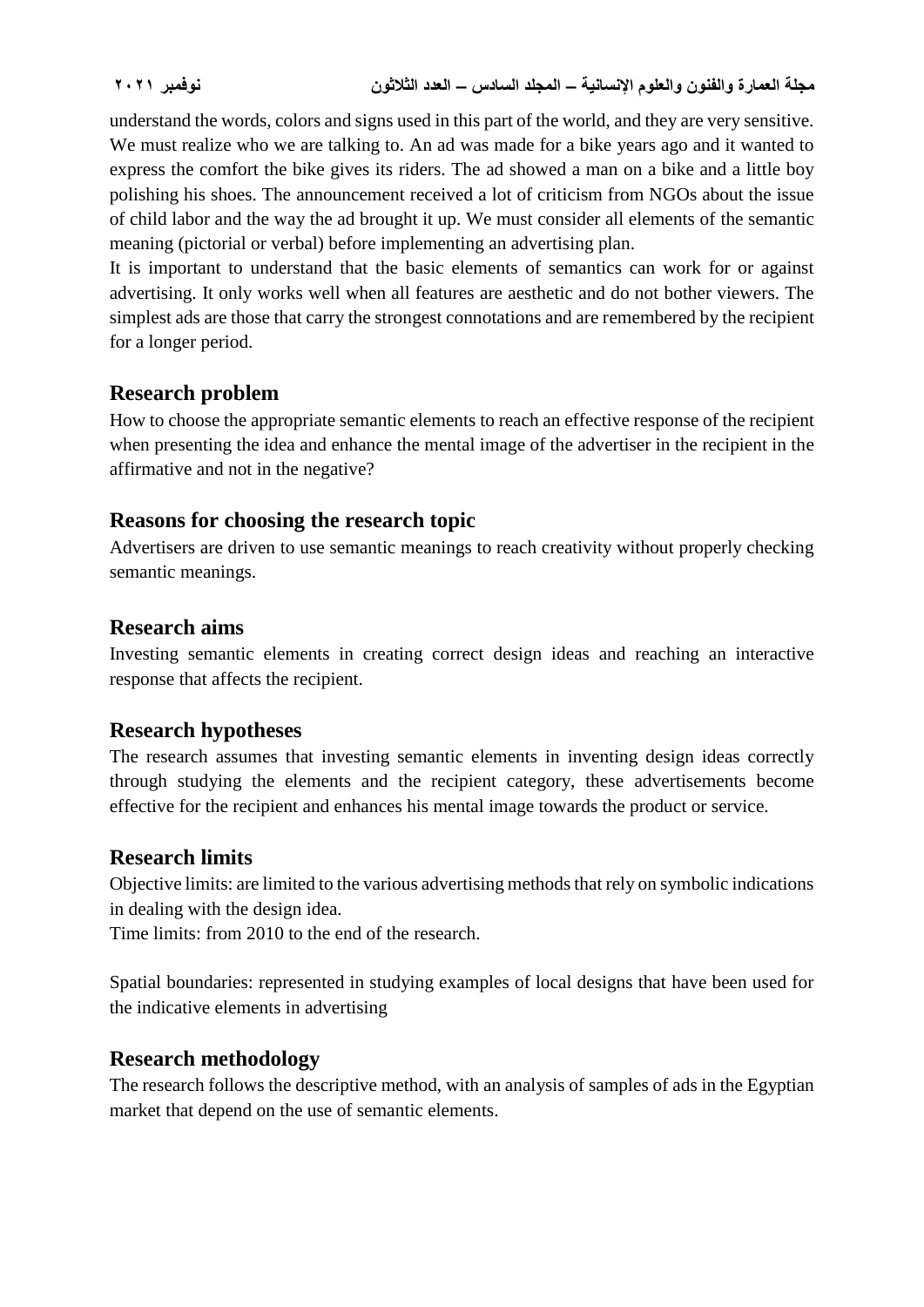understand the words, colors and signs used in this part of the world, and they are very sensitive. We must realize who we are talking to. An ad was made for a bike years ago and it wanted to express the comfort the bike gives its riders. The ad showed a man on a bike and a little boy polishing his shoes. The announcement received a lot of criticism from NGOs about the issue of child labor and the way the ad brought it up. We must consider all elements of the semantic meaning (pictorial or verbal) before implementing an advertising plan.

It is important to understand that the basic elements of semantics can work for or against advertising. It only works well when all features are aesthetic and do not bother viewers. The simplest ads are those that carry the strongest connotations and are remembered by the recipient for a longer period.

## Research problem

How to choose the appropriate semantic elements to reach an effective response of the recipient when presenting the idea and enhance the mental image of the advertiser in the recipient in the affirmative and not in the negative?

## Reasons for choosing the research topic

Advertisers are driven to use semantic meanings to reach creativity without properly checking semantic meanings.

## Research aims

Investing semantic elements in creating correct design ideas and reaching an interactive response that affects the recipient.

## Research hypotheses

The research assumes that investing semantic elements in inventing design ideas correctly through studying the elements and the recipient category, these advertisements become effective for the recipient and enhances his mental image towards the product or service.

## Research limits

Objective limits: are limited to the various advertising methods that rely on symbolic indications in dealing with the design idea.

Time limits: from 2010 to the end of the research.

Spatial boundaries: represented in studying examples of local designs that have been used for the indicative elements in advertising

## Research methodology

The research follows the descriptive method, with an analysis of samples of ads in the Egyptian market that depend on the use of semantic elements.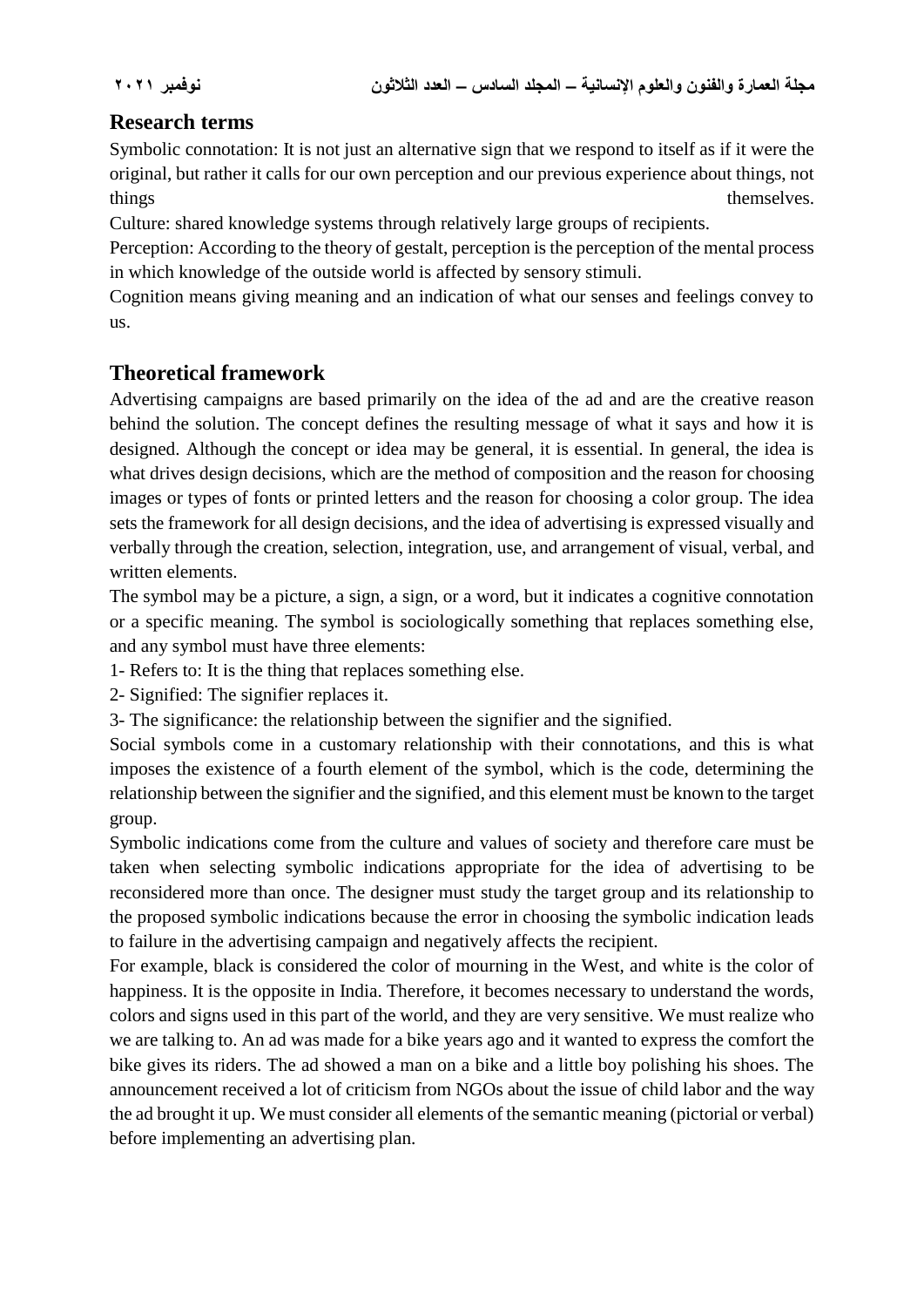## Research terms

Symbolic connotation: It is not just an alternative sign that we respond to itself as if it were the original, but rather it calls for our own perception and our previous experience about things, not things themselves.

Culture: shared knowledge systems through relatively large groups of recipients.

Perception: According to the theory of gestalt, perception is the perception of the mental process in which knowledge of the outside world is affected by sensory stimuli.

Cognition means giving meaning and an indication of what our senses and feelings convey to us.

## Theoretical framework

Advertising campaigns are based primarily on the idea of the ad and are the creative reason behind the solution. The concept defines the resulting message of what it says and how it is designed. Although the concept or idea may be general, it is essential. In general, the idea is what drives design decisions, which are the method of composition and the reason for choosing images or types of fonts or printed letters and the reason for choosing a color group. The idea sets the framework for all design decisions, and the idea of advertising is expressed visually and verbally through the creation, selection, integration, use, and arrangement of visual, verbal, and written elements.

The symbol may be a picture, a sign, a sign, or a word, but it indicates a cognitive connotation or a specific meaning. The symbol is sociologically something that replaces something else, and any symbol must have three elements:

1- Refers to: It is the thing that replaces something else.

2- Signified: The signifier replaces it.

3- The significance: the relationship between the signifier and the signified.

Social symbols come in a customary relationship with their connotations, and this is what imposes the existence of a fourth element of the symbol, which is the code, determining the relationship between the signifier and the signified, and this element must be known to the target group.

Symbolic indications come from the culture and values of society and therefore care must be taken when selecting symbolic indications appropriate for the idea of advertising to be reconsidered more than once. The designer must study the target group and its relationship to the proposed symbolic indications because the error in choosing the symbolic indication leads to failure in the advertising campaign and negatively affects the recipient.

For example, black is considered the color of mourning in the West, and white is the color of happiness. It is the opposite in India. Therefore, it becomes necessary to understand the words, colors and signs used in this part of the world, and they are very sensitive. We must realize who we are talking to. An ad was made for a bike years ago and it wanted to express the comfort the bike gives its riders. The ad showed a man on a bike and a little boy polishing his shoes. The announcement received a lot of criticism from NGOs about the issue of child labor and the way the ad brought it up. We must consider all elements of the semantic meaning (pictorial or verbal) before implementing an advertising plan.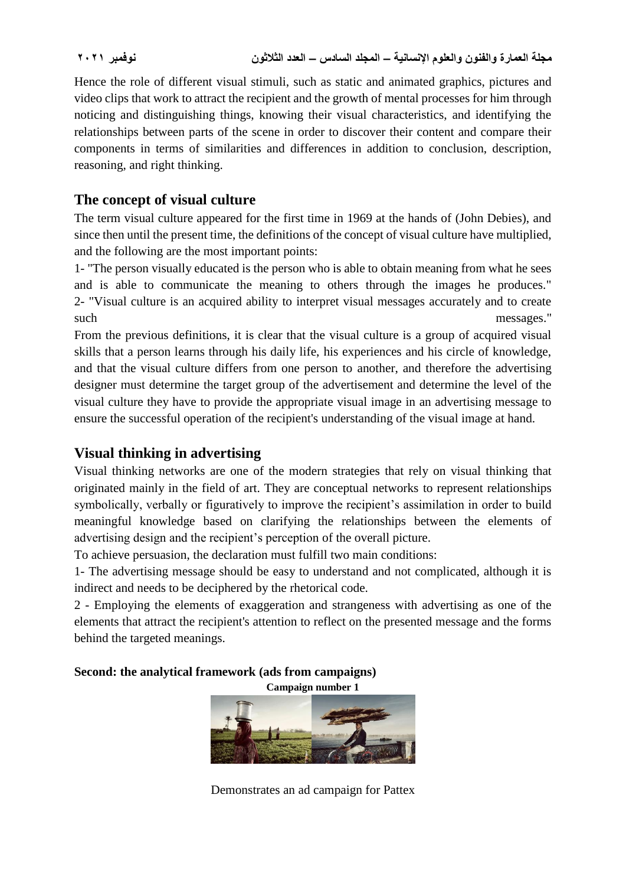Hence the role of different visual stimuli, such as static and animated graphics, pictures and video clips that work to attract the recipient and the growth of mental processes for him through noticing and distinguishing things, knowing their visual characteristics, and identifying the relationships between parts of the scene in order to discover their content and compare their components in terms of similarities and differences in addition to conclusion, description, reasoning, and right thinking.

## The concept of visual culture

The term visual culture appeared for the first time in 1969 at the hands of (John Debies), and since then until the present time, the definitions of the concept of visual culture have multiplied, and the following are the most important points:

1- "The person visually educated is the person who is able to obtain meaning from what he sees and is able to communicate the meaning to others through the images he produces."

2- "Visual culture is an acquired ability to interpret visual messages accurately and to create such messages."

From the previous definitions, it is clear that the visual culture is a group of acquired visual skills that a person learns through his daily life, his experiences and his circle of knowledge, and that the visual culture differs from one person to another, and therefore the advertising designer must determine the target group of the advertisement and determine the level of the visual culture they have to provide the appropriate visual image in an advertising message to ensure the successful operation of the recipient's understanding of the visual image at hand.

## Visual thinking in advertising

Visual thinking networks are one of the modern strategies that rely on visual thinking that originated mainly in the field of art. They are conceptual networks to represent relationships symbolically, verbally or figuratively to improve the recipient's assimilation in order to build meaningful knowledge based on clarifying the relationships between the elements of advertising design and the recipient's perception of the overall picture.

To achieve persuasion, the declaration must fulfill two main conditions:

1- The advertising message should be easy to understand and not complicated, although it is indirect and needs to be deciphered by the rhetorical code.

2 - Employing the elements of exaggeration and strangeness with advertising as one of the elements that attract the recipient's attention to reflect on the presented message and the forms behind the targeted meanings.

**Second: the analytical framework (ads from campaigns)**

**Campaign number 1**

Demonstrates an ad campaign for Pattex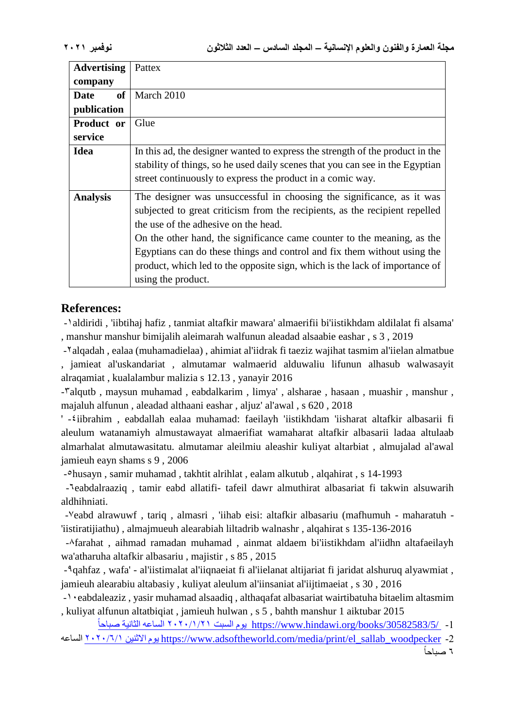| Advertising company | Pattex |
|---|---|
| Date of publication | March 2010 |
| Product or service | Glue |
| Idea | In this ad, the designer wanted to express the strength of the product in the stability of things, so he used daily scenes that you can see in the Egyptian street continuously to express the product in a comic way. |
| Analysis | The designer was unsuccessful in choosing the significance, as it was subjected to great criticism from the recipients, as the recipient repelled the use of the adhesive on the head. On the other hand, the significance came counter to the meaning, as the Egyptians can do these things and control and fix them without using the product, which led to the opposite sign, which is the lack of importance of using the product. |

## References:

-١aldiridi , 'iibtihaj hafiz , tanmiat altafkir mawara' almaerifii bi'iistikhdam aldilalat fi alsama' , manshur manshur bimijalih aleimarah walfunun aleadad alsaabie eashar , s 3 , 2019

-٢alqadah , ealaa (muhamadielaa) , ahimiat al'iidrak fi taeziz wajihat tasmim al'iielan almatbue , jamieat al'uskandariat , almutamar walmaerid alduwaliu lifunun alhasub walwasayit alraqamiat , kualalambur malizia s 12.13 , yanayir 2016

-٣alqutb , maysun muhamad , eabdalkarim , limya' , alsharae , hasaan , muashir , manshur , majaluh alfunun , aleadad althaani eashar , aljuz' al'awal , s 620 , 2018

' -٤iibrahim , eabdallah ealaa muhamad: faeilayh 'iistikhdam 'iisharat altafkir albasarii fi aleulum watanamiyh almustawayat almaerifiat wamaharat altafkir albasarii ladaa altulaab almarhalat almutawasitatu. almutamar aleilmiu aleashir kuliyat altarbiat , almujalad al'awal jamieuh eayn shams s 9 , 2006

-٥husayn , samir muhamad , takhtit alrihlat , ealam alkutub , alqahirat , s 14-1993

-٦eabdalraaziq , tamir eabd allatifi- tafeil dawr almuthirat albasariat fi takwin alsuwarih aldhihniati.

-٧eabd alrawuwf , tariq , almasri , 'iihab eisi: altafkir albasariu (mafhumuh - maharatuh - 'iistiratijiathu) , almajmueuh alearabiah liltadrib walnashr , alqahirat s 135-136-2016

-٨farahat , aihmad ramadan muhamad , ainmat aldaem bi'iistikhdam al'iidhn altafaeilayh wa'atharuha altafkir albasariu , majistir , s 85 , 2015

-٩qahfaz , wafa' - al'iistimalat al'iiqnaeiat fi al'iielanat altijariat fi jaridat alshuruq alyawmiat , jamieuh alearabiu altabasiy , kuliyat aleulum al'iinsaniat al'iijtimaeiat , s 30 , 2016

-١٠eabdaleaziz , yasir muhamad alsaadiq , althaqafat albasariat wairtibatuha bitaelim altasmim , kuliyat alfunun altatbiqiat , jamieuh hulwan , s 5 , bahth manshur 1 aiktubar 2015

1- https://www.hindawi.org/books/30582583/5/ يوم السبت ٢٠٢٠/١/٢١ الساعه الثانية صباحاً

2- https://www.adsoftheworld.com/media/print/el_sallab_woodpecker يوم الاثنين ٢٠٢٠/٦/١ الساعه ٦ صباحاً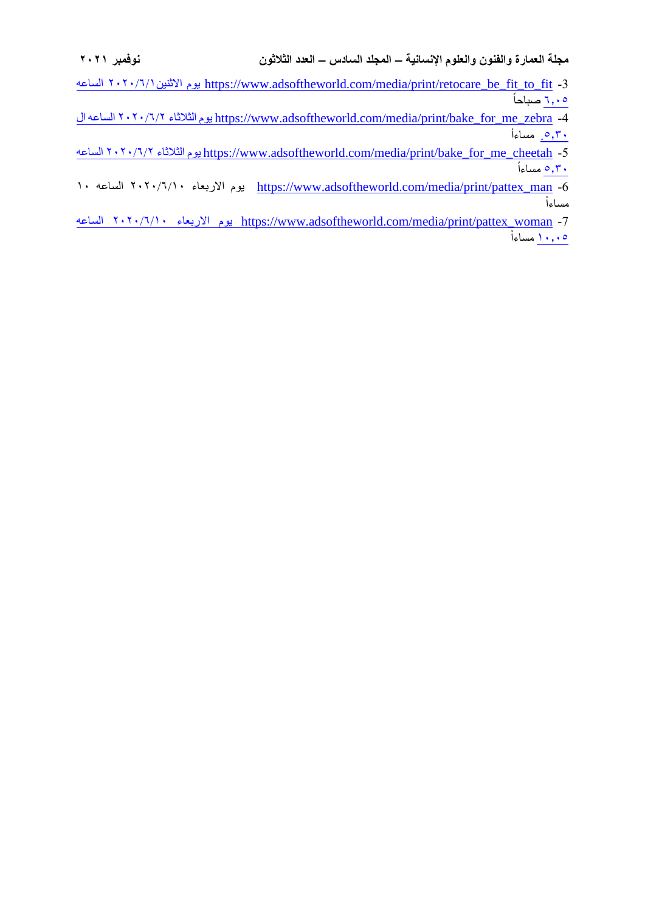3- https://www.adsoftheworld.com/media/print/retocare_be_fit_to_fit يوم الاثنين ٢٠٢٠/٦/١ الساعه ٦,٠٥ صباحاً

4- https://www.adsoftheworld.com/media/print/bake_for_me_zebra يوم الثلاثاء ٢٠٢٠/٦/٢ الساعه ال ٥,٣٠. مساءاً

5- https://www.adsoftheworld.com/media/print/bake_for_me_cheetah يوم الثلاثاء ٢٠٢٠/٦/٢ الساعه ٥,٣٠ مساءاً

6- https://www.adsoftheworld.com/media/print/pattex_man يوم الاربعاء ٢٠٢٠/٦/١٠ الساعه ١٠ مساءاً

7- https://www.adsoftheworld.com/media/print/pattex_woman يوم الاربعاء ٢٠٢٠/٦/١٠ الساعه ١٠,٠٥ مساءاً